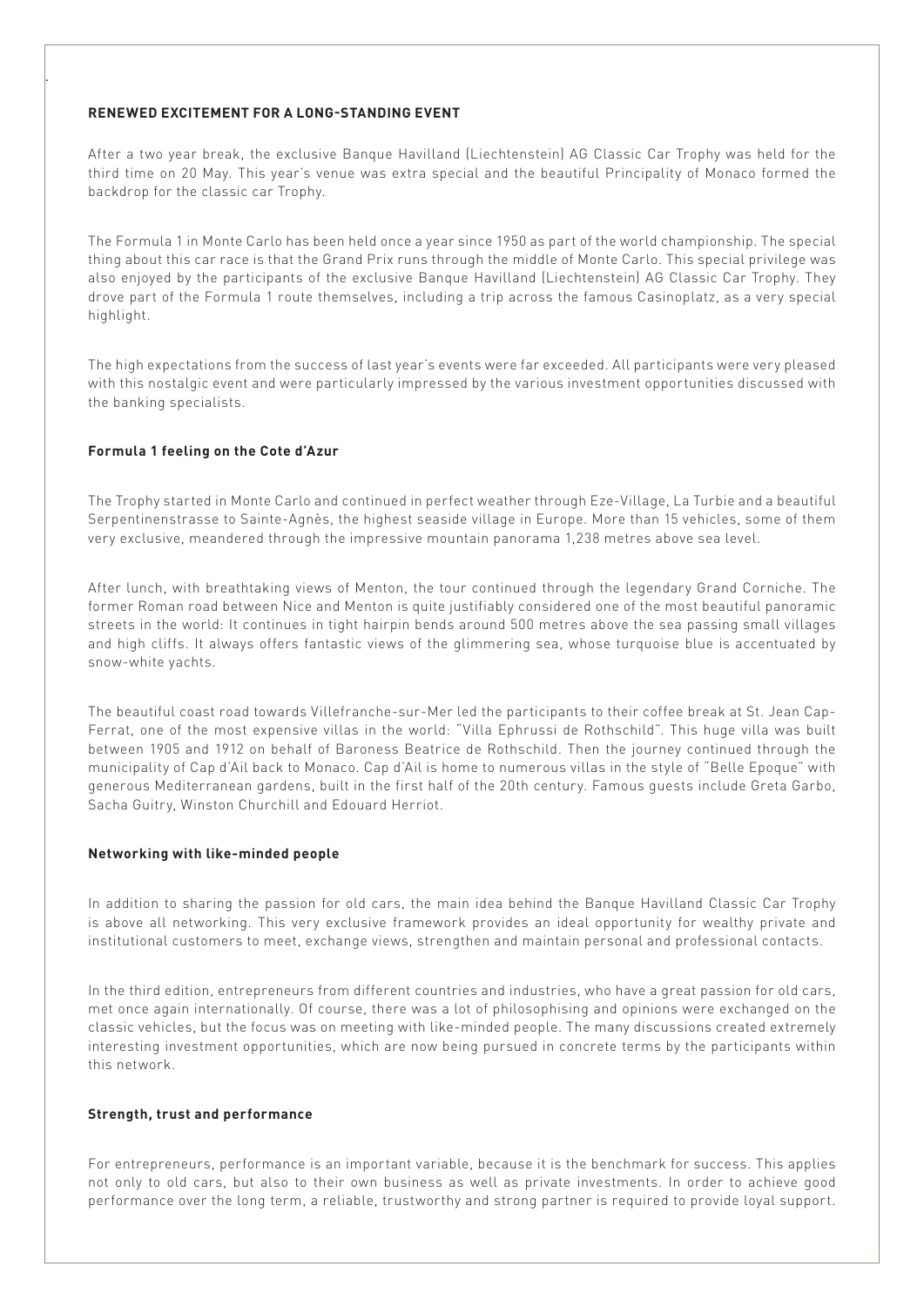**RENEWED EXCITEMENT FOR A LONG-STANDING EVENT**

After a two year break, the exclusive Banque Havilland (Liechtenstein) AG Classic Car Trophy was held for the third time on 20 May. This year's venue was extra special and the beautiful Principality of Monaco formed the backdrop for the classic car Trophy.

The Formula 1 in Monte Carlo has been held once a year since 1950 as part of the world championship. The special thing about this car race is that the Grand Prix runs through the middle of Monte Carlo. This special privilege was also enjoyed by the participants of the exclusive Banque Havilland (Liechtenstein) AG Classic Car Trophy. They drove part of the Formula 1 route themselves, including a trip across the famous Casinoplatz, as a very special highlight.

The high expectations from the success of last year's events were far exceeded. All participants were very pleased with this nostalgic event and were particularly impressed by the various investment opportunities discussed with the banking specialists.

**Formula 1 feeling on the Cote d'Azur**

The Trophy started in Monte Carlo and continued in perfect weather through Eze-Village, La Turbie and a beautiful Serpentinenstrasse to Sainte-Agnès, the highest seaside village in Europe. More than 15 vehicles, some of them very exclusive, meandered through the impressive mountain panorama 1,238 metres above sea level.

After lunch, with breathtaking views of Menton, the tour continued through the legendary Grand Corniche. The former Roman road between Nice and Menton is quite justifiably considered one of the most beautiful panoramic streets in the world: It continues in tight hairpin bends around 500 metres above the sea passing small villages and high cliffs. It always offers fantastic views of the glimmering sea, whose turquoise blue is accentuated by snow-white yachts.

The beautiful coast road towards Villefranche-sur-Mer led the participants to their coffee break at St. Jean Cap-Ferrat, one of the most expensive villas in the world: "Villa Ephrussi de Rothschild". This huge villa was built between 1905 and 1912 on behalf of Baroness Beatrice de Rothschild. Then the journey continued through the municipality of Cap d'Ail back to Monaco. Cap d'Ail is home to numerous villas in the style of "Belle Epoque" with generous Mediterranean gardens, built in the first half of the 20th century. Famous guests include Greta Garbo, Sacha Guitry, Winston Churchill and Edouard Herriot.

**Networking with like-minded people**

In addition to sharing the passion for old cars, the main idea behind the Banque Havilland Classic Car Trophy is above all networking. This very exclusive framework provides an ideal opportunity for wealthy private and institutional customers to meet, exchange views, strengthen and maintain personal and professional contacts.

In the third edition, entrepreneurs from different countries and industries, who have a great passion for old cars, met once again internationally. Of course, there was a lot of philosophising and opinions were exchanged on the classic vehicles, but the focus was on meeting with like-minded people. The many discussions created extremely interesting investment opportunities, which are now being pursued in concrete terms by the participants within this network.

**Strength, trust and performance**

For entrepreneurs, performance is an important variable, because it is the benchmark for success. This applies not only to old cars, but also to their own business as well as private investments. In order to achieve good performance over the long term, a reliable, trustworthy and strong partner is required to provide loyal support.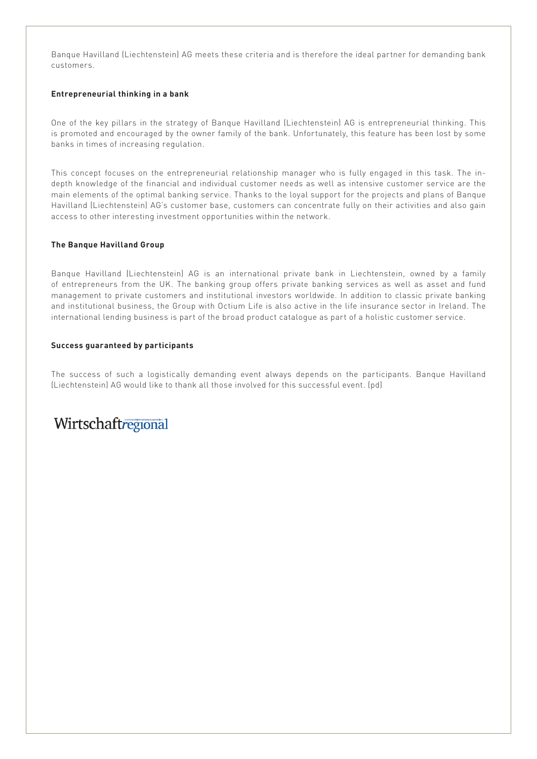Banque Havilland (Liechtenstein) AG meets these criteria and is therefore the ideal partner for demanding bank customers.

**Entrepreneurial thinking in a bank**

One of the key pillars in the strategy of Banque Havilland (Liechtenstein) AG is entrepreneurial thinking. This is promoted and encouraged by the owner family of the bank. Unfortunately, this feature has been lost by some banks in times of increasing regulation.

This concept focuses on the entrepreneurial relationship manager who is fully engaged in this task. The in-depth knowledge of the financial and individual customer needs as well as intensive customer service are the main elements of the optimal banking service. Thanks to the loyal support for the projects and plans of Banque Havilland (Liechtenstein) AG's customer base, customers can concentrate fully on their activities and also gain access to other interesting investment opportunities within the network.

**The Banque Havilland Group**

Banque Havilland (Liechtenstein) AG is an international private bank in Liechtenstein, owned by a family of entrepreneurs from the UK. The banking group offers private banking services as well as asset and fund management to private customers and institutional investors worldwide. In addition to classic private banking and institutional business, the Group with Octium Life is also active in the life insurance sector in Ireland. The international lending business is part of the broad product catalogue as part of a holistic customer service.

**Success guaranteed by participants**

The success of such a logistically demanding event always depends on the participants. Banque Havilland (Liechtenstein) AG would like to thank all those involved for this successful event. (pd)

Wirtschaftregional